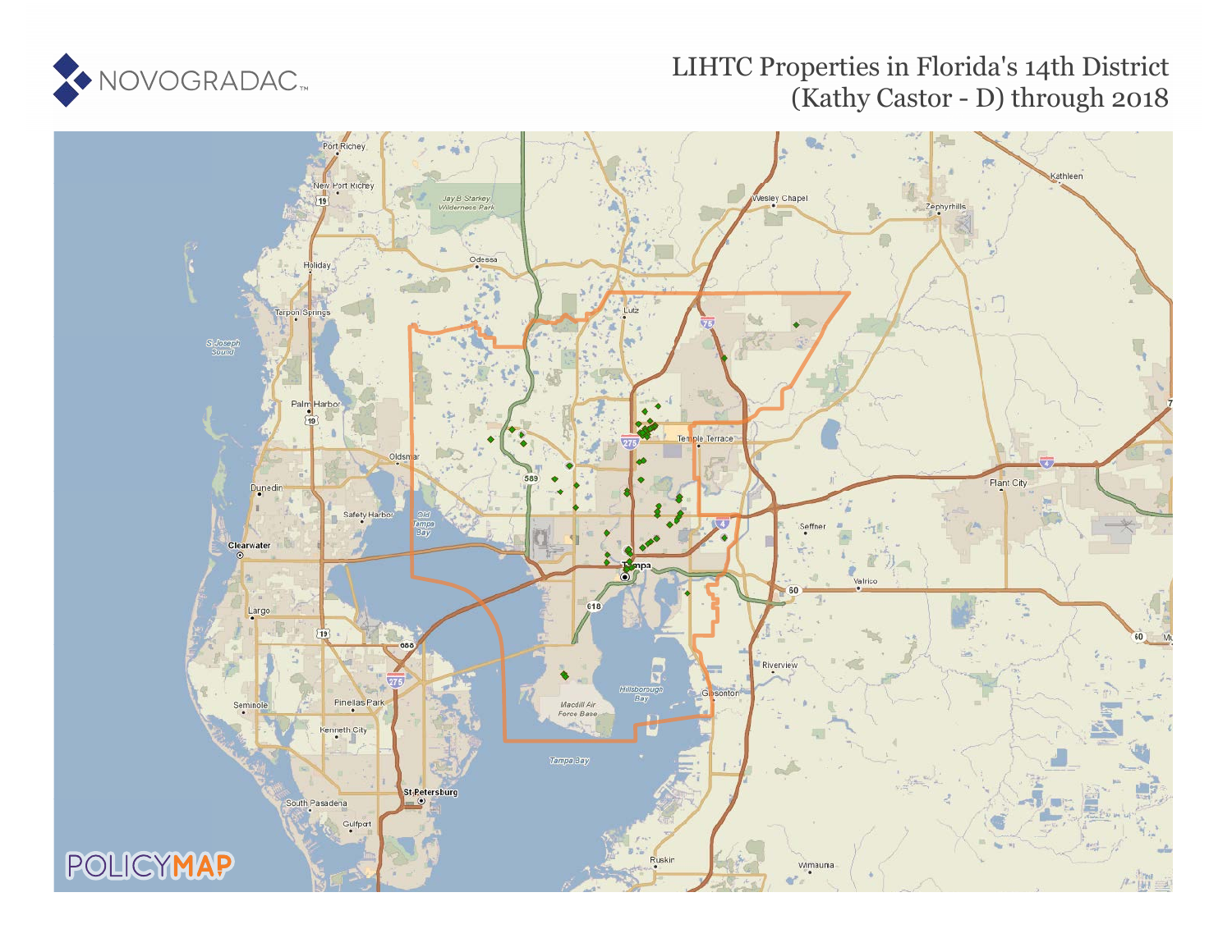NOVOGRADAC

# LIHTC Properties in Florida's 14th District (Kathy Castor - D) through 2018

POLICYMAP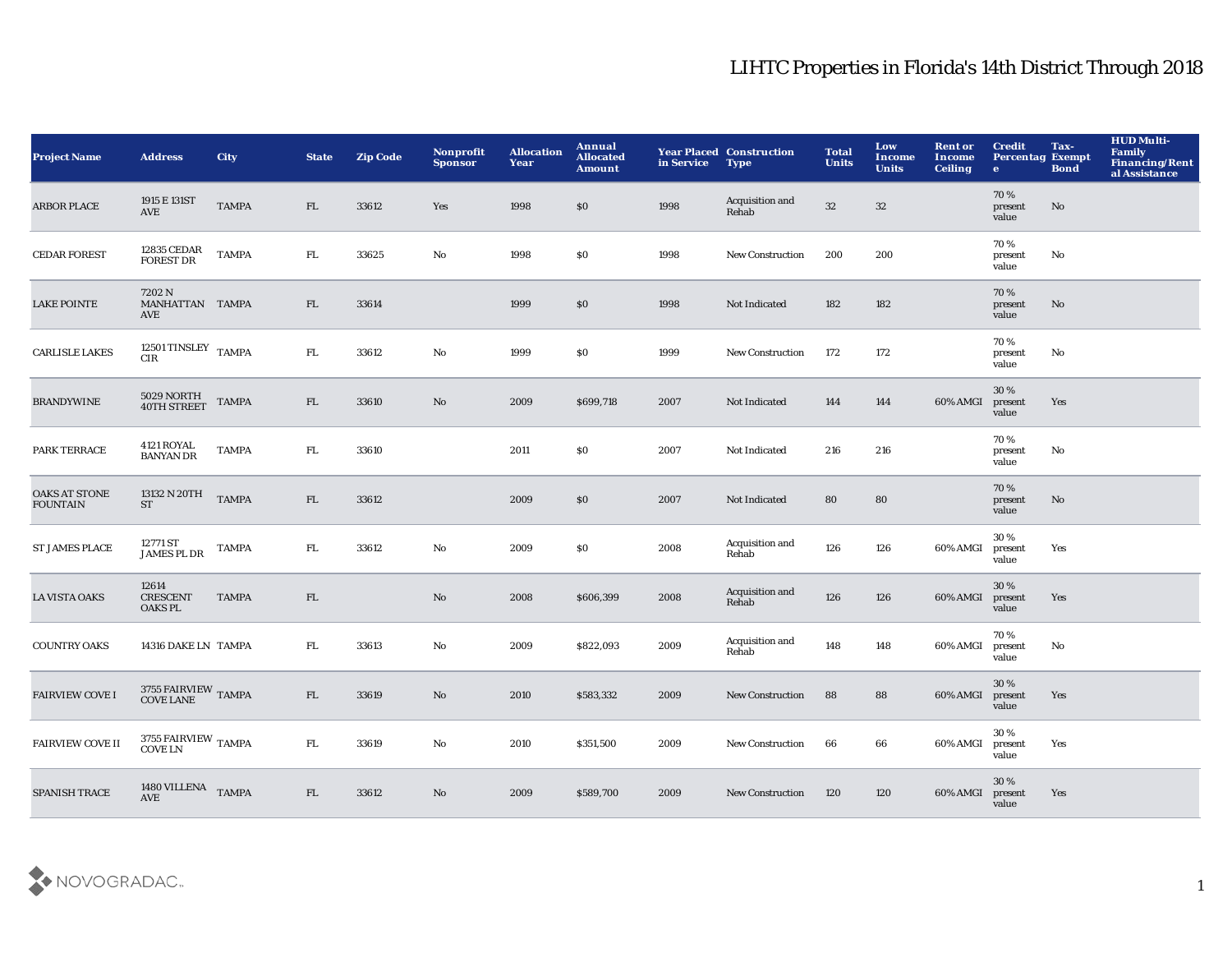# LIHTC Properties in Florida's 14th District Through 2018

| Project Name | Address | City | State | Zip Code | Nonprofit Sponsor | Allocation Year | Annual Allocated Amount | Year Placed in Service | Construction Type | Total Units | Low Income Units | Rent or Income Ceiling | Credit Percentage | Tax-Exempt Bond | HUD Multi-Family Financing/Rental Assistance |
|---|---|---|---|---|---|---|---|---|---|---|---|---|---|---|---|
| ARBOR PLACE | 1915 E 131ST AVE | TAMPA | FL | 33612 | Yes | 1998 | $0 | 1998 | Acquisition and Rehab | 32 | 32 | | 70 % present value | No | |
| CEDAR FOREST | 12835 CEDAR FOREST DR | TAMPA | FL | 33625 | No | 1998 | $0 | 1998 | New Construction | 200 | 200 | | 70 % present value | No | |
| LAKE POINTE | 7202 N MANHATTAN AVE | TAMPA | FL | 33614 | | 1999 | $0 | 1998 | Not Indicated | 182 | 182 | | 70 % present value | No | |
| CARLISLE LAKES | 12501 TINSLEY CIR | TAMPA | FL | 33612 | No | 1999 | $0 | 1999 | New Construction | 172 | 172 | | 70 % present value | No | |
| BRANDYWINE | 5029 NORTH 40TH STREET | TAMPA | FL | 33610 | No | 2009 | $699,718 | 2007 | Not Indicated | 144 | 144 | 60% AMGI | 30 % present value | Yes | |
| PARK TERRACE | 4121 ROYAL BANYAN DR | TAMPA | FL | 33610 | | 2011 | $0 | 2007 | Not Indicated | 216 | 216 | | 70 % present value | No | |
| OAKS AT STONE FOUNTAIN | 13132 N 20TH ST | TAMPA | FL | 33612 | | 2009 | $0 | 2007 | Not Indicated | 80 | 80 | | 70 % present value | No | |
| ST JAMES PLACE | 12771 ST JAMES PL DR | TAMPA | FL | 33612 | No | 2009 | $0 | 2008 | Acquisition and Rehab | 126 | 126 | 60% AMGI | 30 % present value | Yes | |
| LA VISTA OAKS | 12614 CRESCENT OAKS PL | TAMPA | FL | | No | 2008 | $606,399 | 2008 | Acquisition and Rehab | 126 | 126 | 60% AMGI | 30 % present value | Yes | |
| COUNTRY OAKS | 14316 DAKE LN | TAMPA | FL | 33613 | No | 2009 | $822,093 | 2009 | Acquisition and Rehab | 148 | 148 | 60% AMGI | 70 % present value | No | |
| FAIRVIEW COVE I | 3755 FAIRVIEW COVE LANE | TAMPA | FL | 33619 | No | 2010 | $583,332 | 2009 | New Construction | 88 | 88 | 60% AMGI | 30 % present value | Yes | |
| FAIRVIEW COVE II | 3755 FAIRVIEW COVE LN | TAMPA | FL | 33619 | No | 2010 | $351,500 | 2009 | New Construction | 66 | 66 | 60% AMGI | 30 % present value | Yes | |
| SPANISH TRACE | 1480 VILLENA AVE | TAMPA | FL | 33612 | No | 2009 | $589,700 | 2009 | New Construction | 120 | 120 | 60% AMGI | 30 % present value | Yes | |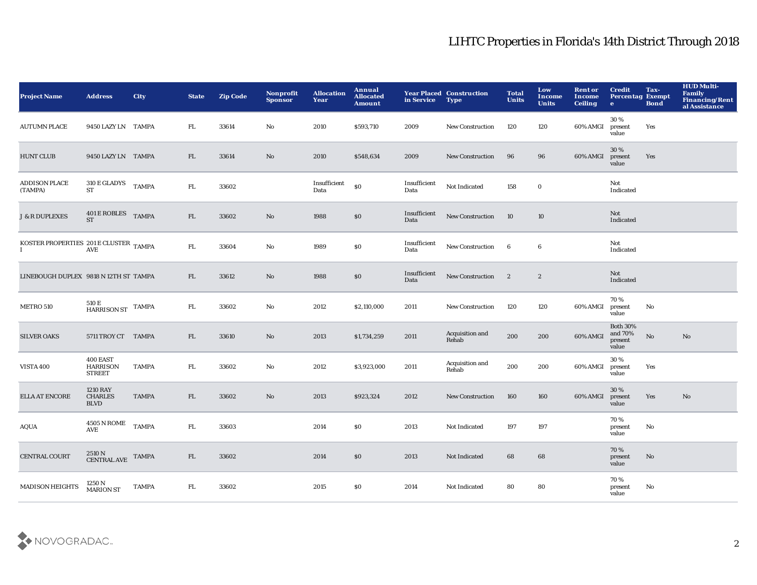# LIHTC Properties in Florida's 14th District Through 2018

| Project Name | Address | City | State | Zip Code | Nonprofit Sponsor | Allocation Year | Annual Allocated Amount | Year Placed in Service | Construction Type | Total Units | Low Income Units | Rent or Income Ceiling | Credit Percentage | Tax-Exempt Bond | HUD Multi-Family Financing/Rental Assistance |
|---|---|---|---|---|---|---|---|---|---|---|---|---|---|---|---|
| AUTUMN PLACE | 9450 LAZY LN | TAMPA | FL | 33614 | No | 2010 | $593,710 | 2009 | New Construction | 120 | 120 | 60% AMGI | 30 % present value | Yes | |
| HUNT CLUB | 9450 LAZY LN | TAMPA | FL | 33614 | No | 2010 | $548,634 | 2009 | New Construction | 96 | 96 | 60% AMGI | 30 % present value | Yes | |
| ADDISON PLACE (TAMPA) | 310 E GLADYS ST | TAMPA | FL | 33602 | | Insufficient Data | $0 | Insufficient Data | Not Indicated | 158 | 0 | | Not Indicated | | |
| J & R DUPLEXES | 401 E ROBLES ST | TAMPA | FL | 33602 | No | 1988 | $0 | Insufficient Data | New Construction | 10 | 10 | | Not Indicated | | |
| KOSTER PROPERTIES I | 201 E CLUSTER AVE | TAMPA | FL | 33604 | No | 1989 | $0 | Insufficient Data | New Construction | 6 | 6 | | Not Indicated | | |
| LINEBOUGH DUPLEX | 9818 N 12TH ST | TAMPA | FL | 33612 | No | 1988 | $0 | Insufficient Data | New Construction | 2 | 2 | | Not Indicated | | |
| METRO 510 | 510 E HARRISON ST | TAMPA | FL | 33602 | No | 2012 | $2,110,000 | 2011 | New Construction | 120 | 120 | 60% AMGI | 70 % present value | No | |
| SILVER OAKS | 5711 TROY CT | TAMPA | FL | 33610 | No | 2013 | $1,734,259 | 2011 | Acquisition and Rehab | 200 | 200 | 60% AMGI | Both 30% and 70% present value | No | No |
| VISTA 400 | 400 EAST HARRISON STREET | TAMPA | FL | 33602 | No | 2012 | $3,923,000 | 2011 | Acquisition and Rehab | 200 | 200 | 60% AMGI | 30 % present value | Yes | |
| ELLA AT ENCORE | 1210 RAY CHARLES BLVD | TAMPA | FL | 33602 | No | 2013 | $923,324 | 2012 | New Construction | 160 | 160 | 60% AMGI | 30 % present value | Yes | No |
| AQUA | 4505 N ROME AVE | TAMPA | FL | 33603 | | 2014 | $0 | 2013 | Not Indicated | 197 | 197 | | 70 % present value | No | |
| CENTRAL COURT | 2510 N CENTRAL AVE | TAMPA | FL | 33602 | | 2014 | $0 | 2013 | Not Indicated | 68 | 68 | | 70 % present value | No | |
| MADISON HEIGHTS | 1250 N MARION ST | TAMPA | FL | 33602 | | 2015 | $0 | 2014 | Not Indicated | 80 | 80 | | 70 % present value | No | |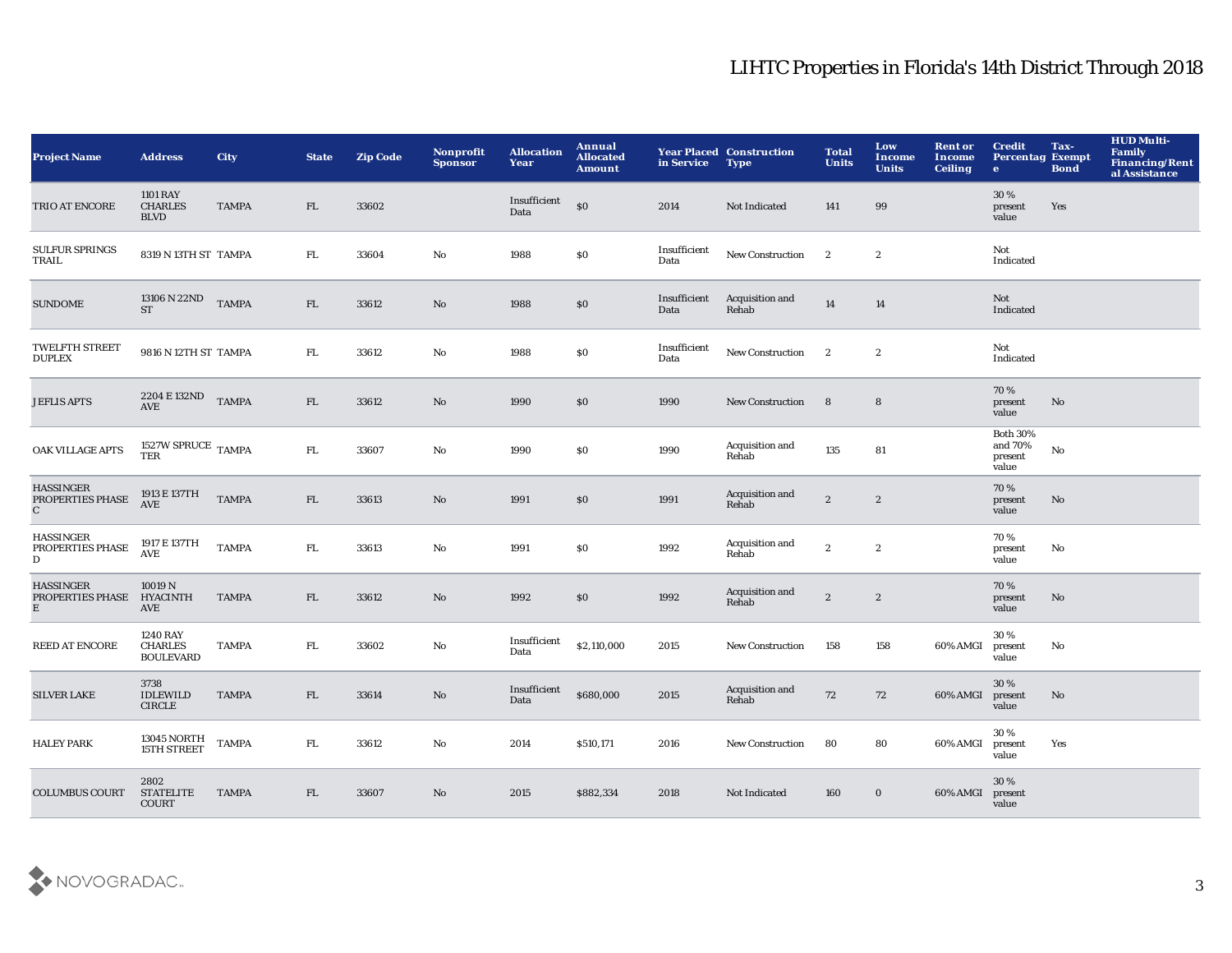# LIHTC Properties in Florida's 14th District Through 2018

| Project Name | Address | City | State | Zip Code | Nonprofit Sponsor | Allocation Year | Annual Allocated Amount | Year Placed in Service | Construction Type | Total Units | Low Income Units | Rent or Income Ceiling | Credit Percentage | Tax-Exempt Bond | HUD Multi-Family Financing/Rental Assistance |
|---|---|---|---|---|---|---|---|---|---|---|---|---|---|---|---|
| TRIO AT ENCORE | 1101 RAY CHARLES BLVD | TAMPA | FL | 33602 | | Insufficient Data | $0 | 2014 | Not Indicated | 141 | 99 | | 30 % present value | Yes | |
| SULFUR SPRINGS TRAIL | 8319 N 13TH ST | TAMPA | FL | 33604 | No | 1988 | $0 | Insufficient Data | New Construction | 2 | 2 | | Not Indicated | | |
| SUNDOME | 13106 N 22ND ST | TAMPA | FL | 33612 | No | 1988 | $0 | Insufficient Data | Acquisition and Rehab | 14 | 14 | | Not Indicated | | |
| TWELFTH STREET DUPLEX | 9816 N 12TH ST | TAMPA | FL | 33612 | No | 1988 | $0 | Insufficient Data | New Construction | 2 | 2 | | Not Indicated | | |
| JEFLIS APTS | 2204 E 132ND AVE | TAMPA | FL | 33612 | No | 1990 | $0 | 1990 | New Construction | 8 | 8 | | 70 % present value | No | |
| OAK VILLAGE APTS | 1527W SPRUCE TER | TAMPA | FL | 33607 | No | 1990 | $0 | 1990 | Acquisition and Rehab | 135 | 81 | | Both 30% and 70% present value | No | |
| HASSINGER PROPERTIES PHASE C | 1913 E 137TH AVE | TAMPA | FL | 33613 | No | 1991 | $0 | 1991 | Acquisition and Rehab | 2 | 2 | | 70 % present value | No | |
| HASSINGER PROPERTIES PHASE D | 1917 E 137TH AVE | TAMPA | FL | 33613 | No | 1991 | $0 | 1992 | Acquisition and Rehab | 2 | 2 | | 70 % present value | No | |
| HASSINGER PROPERTIES PHASE E | 10019 N HYACINTH AVE | TAMPA | FL | 33612 | No | 1992 | $0 | 1992 | Acquisition and Rehab | 2 | 2 | | 70 % present value | No | |
| REED AT ENCORE | 1240 RAY CHARLES BOULEVARD | TAMPA | FL | 33602 | No | Insufficient Data | $2,110,000 | 2015 | New Construction | 158 | 158 | 60% AMGI | 30 % present value | No | |
| SILVER LAKE | 3738 IDLEWILD CIRCLE | TAMPA | FL | 33614 | No | Insufficient Data | $680,000 | 2015 | Acquisition and Rehab | 72 | 72 | 60% AMGI | 30 % present value | No | |
| HALEY PARK | 13045 NORTH 15TH STREET | TAMPA | FL | 33612 | No | 2014 | $510,171 | 2016 | New Construction | 80 | 80 | 60% AMGI | 30 % present value | Yes | |
| COLUMBUS COURT | 2802 STATELITE COURT | TAMPA | FL | 33607 | No | 2015 | $882,334 | 2018 | Not Indicated | 160 | 0 | 60% AMGI | 30 % present value | | |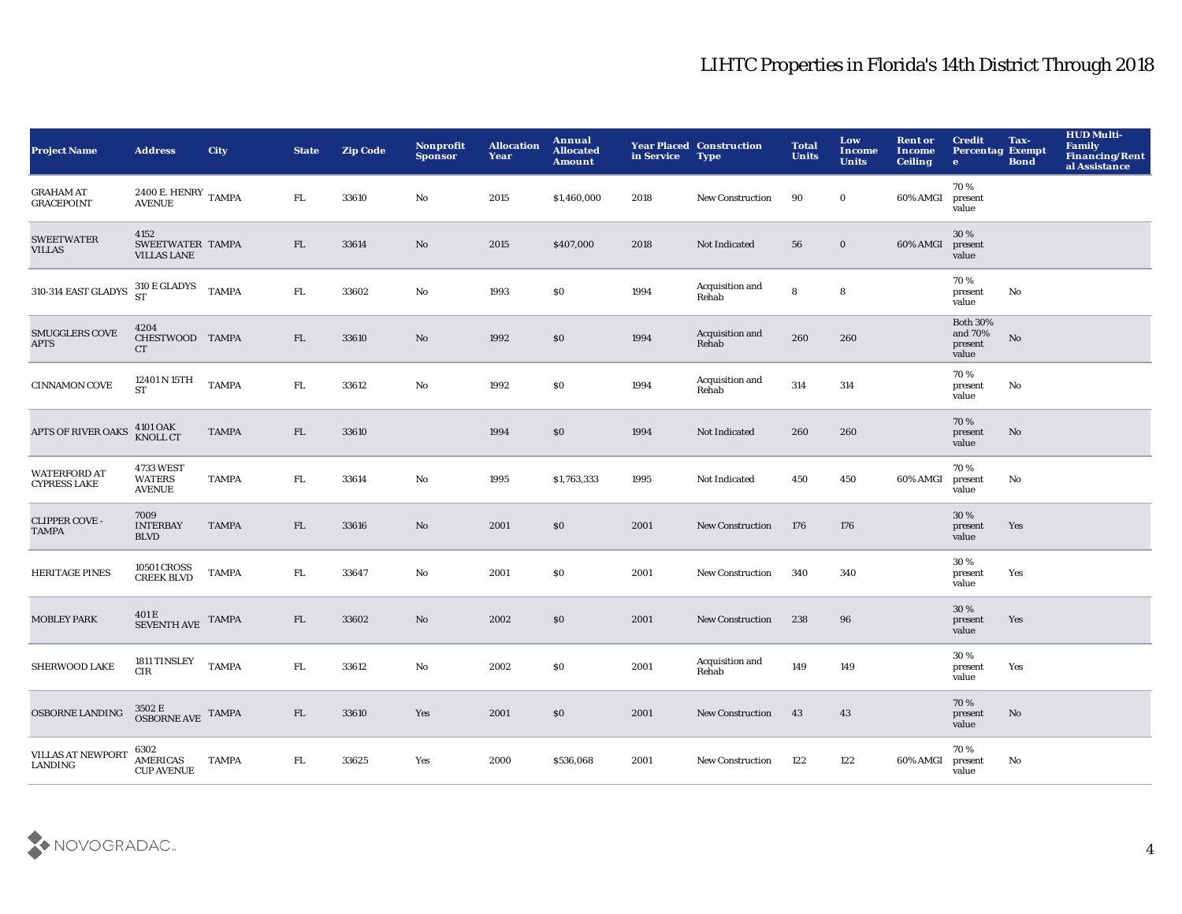## LIHTC Properties in Florida's 14th District Through 2018

| Project Name | Address | City | State | Zip Code | Nonprofit Sponsor | Allocation Year | Annual Allocated Amount | Year Placed in Service | Construction Type | Total Units | Low Income Units | Rent or Income Ceiling | Credit Percentage | Tax-Exempt Bond | HUD Multi-Family Financing/Rental Assistance |
|---|---|---|---|---|---|---|---|---|---|---|---|---|---|---|---|
| GRAHAM AT GRACEPOINT | 2400 E. HENRY AVENUE | TAMPA | FL | 33610 | No | 2015 | $1,460,000 | 2018 | New Construction | 90 | 0 | 60% AMGI | 70 % present value | | |
| SWEETWATER VILLAS | 4152 SWEETWATER VILLAS LANE | TAMPA | FL | 33614 | No | 2015 | $407,000 | 2018 | Not Indicated | 56 | 0 | 60% AMGI | 30 % present value | | |
| 310-314 EAST GLADYS | 310 E GLADYS ST | TAMPA | FL | 33602 | No | 1993 | $0 | 1994 | Acquisition and Rehab | 8 | 8 | | 70 % present value | No | |
| SMUGGLERS COVE APTS | 4204 CHESTWOOD CT | TAMPA | FL | 33610 | No | 1992 | $0 | 1994 | Acquisition and Rehab | 260 | 260 | | Both 30% and 70% present value | No | |
| CINNAMON COVE | 12401 N 15TH ST | TAMPA | FL | 33612 | No | 1992 | $0 | 1994 | Acquisition and Rehab | 314 | 314 | | 70 % present value | No | |
| APTS OF RIVER OAKS | 4101 OAK KNOLL CT | TAMPA | FL | 33610 | | 1994 | $0 | 1994 | Not Indicated | 260 | 260 | | 70 % present value | No | |
| WATERFORD AT CYPRESS LAKE | 4733 WEST WATERS AVENUE | TAMPA | FL | 33614 | No | 1995 | $1,763,333 | 1995 | Not Indicated | 450 | 450 | 60% AMGI | 70 % present value | No | |
| CLIPPER COVE - TAMPA | 7009 INTERBAY BLVD | TAMPA | FL | 33616 | No | 2001 | $0 | 2001 | New Construction | 176 | 176 | | 30 % present value | Yes | |
| HERITAGE PINES | 10501 CROSS CREEK BLVD | TAMPA | FL | 33647 | No | 2001 | $0 | 2001 | New Construction | 340 | 340 | | 30 % present value | Yes | |
| MOBLEY PARK | 401 E SEVENTH AVE | TAMPA | FL | 33602 | No | 2002 | $0 | 2001 | New Construction | 238 | 96 | | 30 % present value | Yes | |
| SHERWOOD LAKE | 1811 TINSLEY CIR | TAMPA | FL | 33612 | No | 2002 | $0 | 2001 | Acquisition and Rehab | 149 | 149 | | 30 % present value | Yes | |
| OSBORNE LANDING | 3502 E OSBORNE AVE | TAMPA | FL | 33610 | Yes | 2001 | $0 | 2001 | New Construction | 43 | 43 | | 70 % present value | No | |
| VILLAS AT NEWPORT LANDING | 6302 AMERICAS CUP AVENUE | TAMPA | FL | 33625 | Yes | 2000 | $536,068 | 2001 | New Construction | 122 | 122 | 60% AMGI | 70 % present value | No | |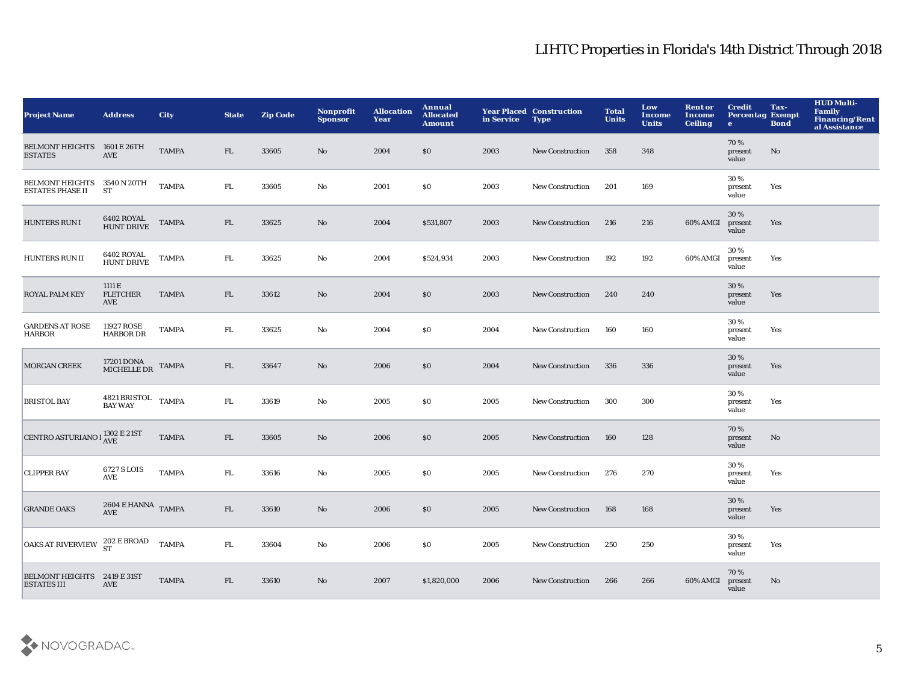# LIHTC Properties in Florida's 14th District Through 2018

| Project Name | Address | City | State | Zip Code | Nonprofit Sponsor | Allocation Year | Annual Allocated Amount | Year Placed in Service | Construction Type | Total Units | Low Income Units | Rent or Income Ceiling | Credit Percentage | Tax-Exempt Bond | HUD Multi-Family Financing/Rental Assistance |
|---|---|---|---|---|---|---|---|---|---|---|---|---|---|---|---|
| BELMONT HEIGHTS ESTATES | 1601 E 26TH AVE | TAMPA | FL | 33605 | No | 2004 | $0 | 2003 | New Construction | 358 | 348 | | 70 % present value | No | |
| BELMONT HEIGHTS ESTATES PHASE II | 3540 N 20TH ST | TAMPA | FL | 33605 | No | 2001 | $0 | 2003 | New Construction | 201 | 169 | | 30 % present value | Yes | |
| HUNTERS RUN I | 6402 ROYAL HUNT DRIVE | TAMPA | FL | 33625 | No | 2004 | $531,807 | 2003 | New Construction | 216 | 216 | 60% AMGI | 30 % present value | Yes | |
| HUNTERS RUN II | 6402 ROYAL HUNT DRIVE | TAMPA | FL | 33625 | No | 2004 | $524,934 | 2003 | New Construction | 192 | 192 | 60% AMGI | 30 % present value | Yes | |
| ROYAL PALM KEY | 1111 E FLETCHER AVE | TAMPA | FL | 33612 | No | 2004 | $0 | 2003 | New Construction | 240 | 240 | | 30 % present value | Yes | |
| GARDENS AT ROSE HARBOR | 11927 ROSE HARBOR DR | TAMPA | FL | 33625 | No | 2004 | $0 | 2004 | New Construction | 160 | 160 | | 30 % present value | Yes | |
| MORGAN CREEK | 17201 DONA MICHELLE DR | TAMPA | FL | 33647 | No | 2006 | $0 | 2004 | New Construction | 336 | 336 | | 30 % present value | Yes | |
| BRISTOL BAY | 4821 BRISTOL BAY WAY | TAMPA | FL | 33619 | No | 2005 | $0 | 2005 | New Construction | 300 | 300 | | 30 % present value | Yes | |
| CENTRO ASTURIANO I | 1302 E 21ST AVE | TAMPA | FL | 33605 | No | 2006 | $0 | 2005 | New Construction | 160 | 128 | | 70 % present value | No | |
| CLIPPER BAY | 6727 S LOIS AVE | TAMPA | FL | 33616 | No | 2005 | $0 | 2005 | New Construction | 276 | 270 | | 30 % present value | Yes | |
| GRANDE OAKS | 2604 E HANNA AVE | TAMPA | FL | 33610 | No | 2006 | $0 | 2005 | New Construction | 168 | 168 | | 30 % present value | Yes | |
| OAKS AT RIVERVIEW | 202 E BROAD ST | TAMPA | FL | 33604 | No | 2006 | $0 | 2005 | New Construction | 250 | 250 | | 30 % present value | Yes | |
| BELMONT HEIGHTS ESTATES III | 2419 E 31ST AVE | TAMPA | FL | 33610 | No | 2007 | $1,820,000 | 2006 | New Construction | 266 | 266 | 60% AMGI | 70 % present value | No | |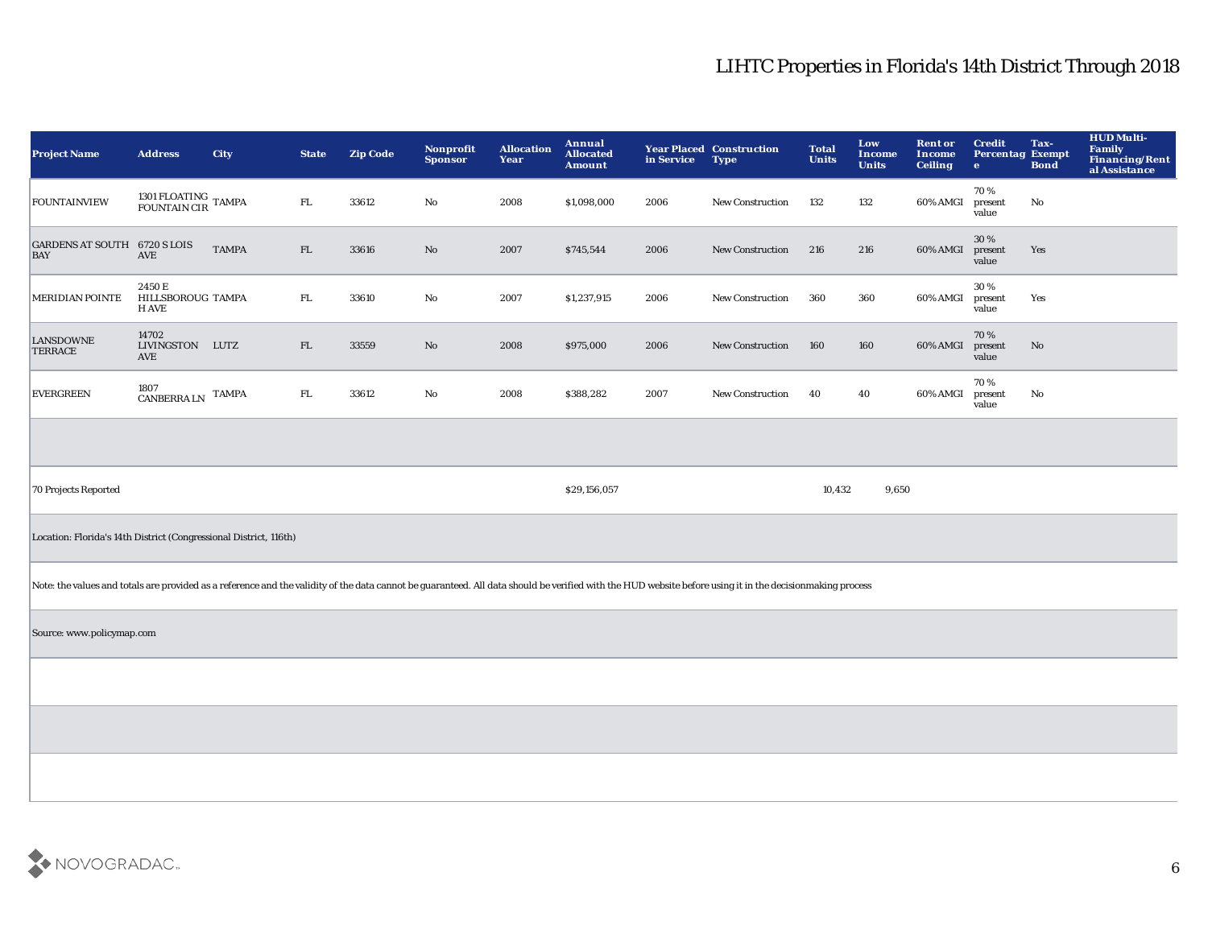# LIHTC Properties in Florida's 14th District Through 2018

| Project Name | Address | City | State | Zip Code | Nonprofit Sponsor | Allocation Year | Annual Allocated Amount | Year Placed in Service | Construction Type | Total Units | Low Income Units | Rent or Income Ceiling | Credit Percentage | Tax-Exempt Bond | HUD Multi-Family Financing/Rental Assistance |
|---|---|---|---|---|---|---|---|---|---|---|---|---|---|---|---|
| FOUNTAINVIEW | 1301 FLOATING FOUNTAIN CIR | TAMPA | FL | 33612 | No | 2008 | $1,098,000 | 2006 | New Construction | 132 | 132 | 60% AMGI | 70 % present value | No | |
| GARDENS AT SOUTH BAY | 6720 S LOIS AVE | TAMPA | FL | 33616 | No | 2007 | $745,544 | 2006 | New Construction | 216 | 216 | 60% AMGI | 30 % present value | Yes | |
| MERIDIAN POINTE | 2450 E HILLSBOROUGH AVE | TAMPA | FL | 33610 | No | 2007 | $1,237,915 | 2006 | New Construction | 360 | 360 | 60% AMGI | 30 % present value | Yes | |
| LANSDOWNE TERRACE | 14702 LIVINGSTON AVE | LUTZ | FL | 33559 | No | 2008 | $975,000 | 2006 | New Construction | 160 | 160 | 60% AMGI | 70 % present value | No | |
| EVERGREEN | 1807 CANBERRA LN | TAMPA | FL | 33612 | No | 2008 | $388,282 | 2007 | New Construction | 40 | 40 | 60% AMGI | 70 % present value | No | |
| | | | | | | | | | | | | | | | |
| 70 Projects Reported | | | | | | | $29,156,057 | | | 10,432 | 9,650 | | | | |

Location: Florida's 14th District (Congressional District, 116th)

Note: the values and totals are provided as a reference and the validity of the data cannot be guaranteed. All data should be verified with the HUD website before using it in the decisionmaking process

Source: www.policymap.com